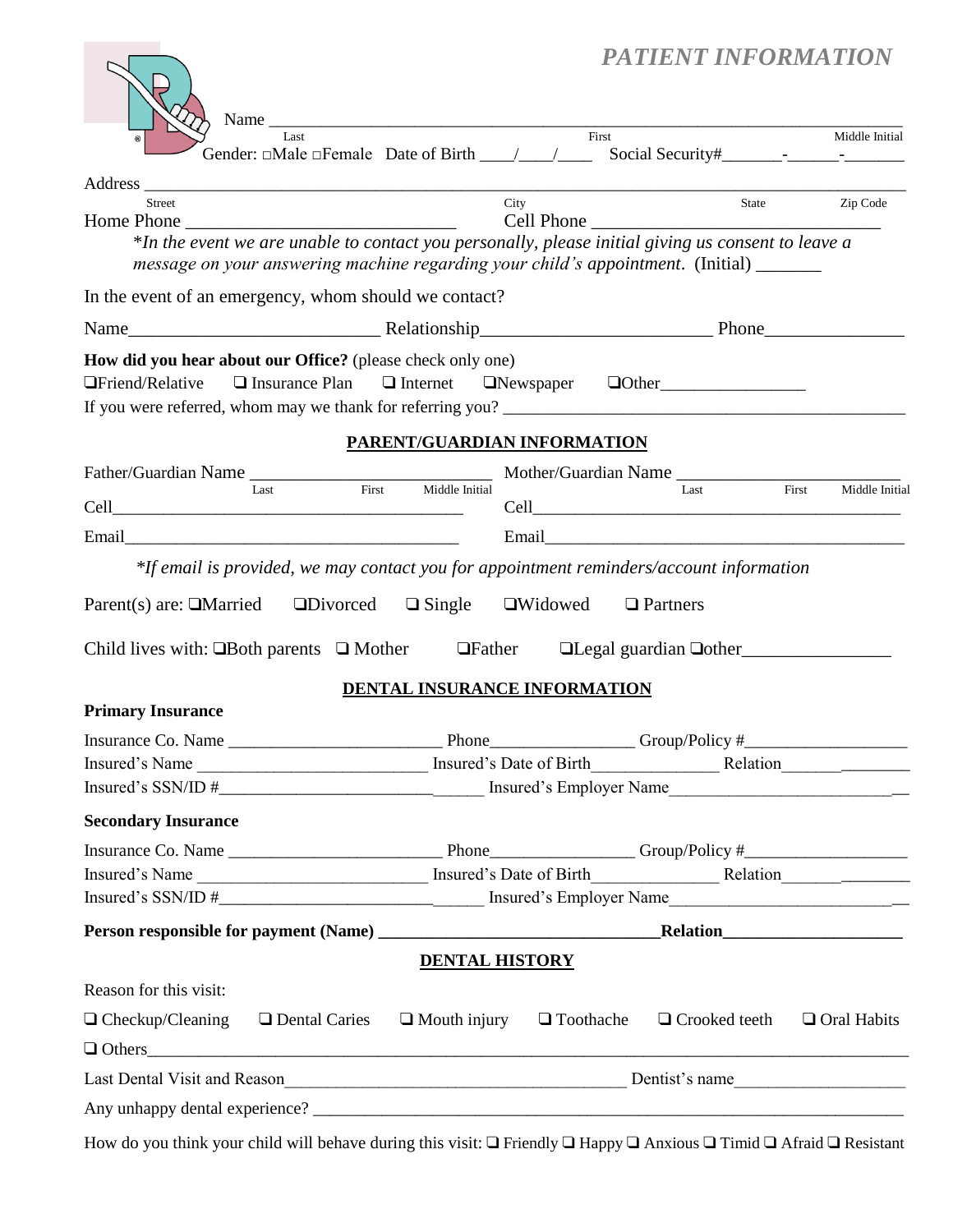# PATIENT INFORMATION

Name ___________________________________________________________________________
Last First Middle Initial

Gender: □Male □Female Date of Birth ____/____/____ Social Security#_______-______-_______

Address ____________________________________________________________________________
Street City State Zip Code

Home Phone _____________________________ Cell Phone ______________________________

*In the event we are unable to contact you personally, please initial giving us consent to leave a message on your answering machine regarding your child's appointment.* (Initial) _______

In the event of an emergency, whom should we contact?

Name___________________________ Relationship________________________ Phone_______________

**How did you hear about our Office?** (please check only one)

❑Friend/Relative ❑ Insurance Plan ❑ Internet ❑Newspaper ❑Other_________________

If you were referred, whom may we thank for referring you? _______________________________________________

## PARENT/GUARDIAN INFORMATION

Father/Guardian Name _________________________ Mother/Guardian Name _________________________
Last First Middle Initial Last First Middle Initial

Cell__________________________________________ Cell____________________________________________

Email_______________________________________ Email__________________________________________

*\*If email is provided, we may contact you for appointment reminders/account information*

Parent(s) are: ❑Married ❑Divorced ❑ Single ❑Widowed ❑ Partners

Child lives with: ❑Both parents ❑ Mother ❑Father ❑Legal guardian ❑other________________

## DENTAL INSURANCE INFORMATION

**Primary Insurance**

Insurance Co. Name ________________________ Phone________________ Group/Policy #__________________

Insured's Name __________________________ Insured's Date of Birth______________ Relation_______________

Insured's SSN/ID #_______________________________ Insured's Employer Name___________________________

**Secondary Insurance**

Insurance Co. Name ________________________ Phone________________ Group/Policy #__________________

Insured's Name __________________________ Insured's Date of Birth______________ Relation_______________

Insured's SSN/ID #_______________________________ Insured's Employer Name___________________________

**Person responsible for payment (Name) ________________________________Relation____________________**

## DENTAL HISTORY

Reason for this visit:

❑ Checkup/Cleaning ❑ Dental Caries ❑ Mouth injury ❑ Toothache ❑ Crooked teeth ❑ Oral Habits

❑ Others______________________________________________________________________________________

Last Dental Visit and Reason______________________________________ Dentist's name____________________

Any unhappy dental experience? _________________________________________________________________

How do you think your child will behave during this visit: ❑ Friendly ❑ Happy ❑ Anxious ❑ Timid ❑ Afraid ❑ Resistant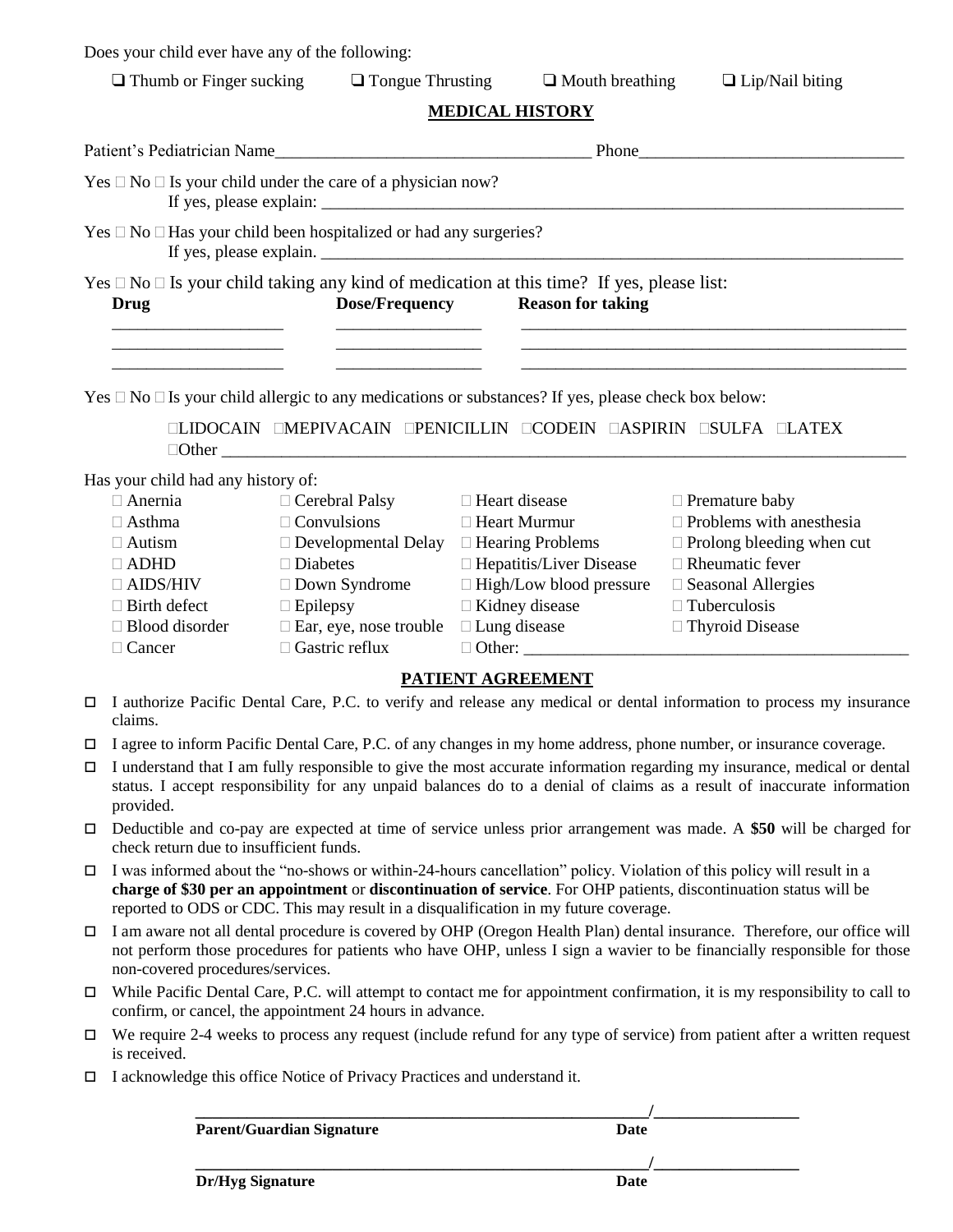Does your child ever have any of the following:

❑ Thumb or Finger sucking ❑ Tongue Thrusting ❑ Mouth breathing ❑ Lip/Nail biting

## MEDICAL HISTORY

Patient's Pediatrician Name____________________________________ Phone______________________________

Yes □ No □ Is your child under the care of a physician now?
If yes, please explain: ________________________________________________________________________

Yes □ No □ Has your child been hospitalized or had any surgeries?
If yes, please explain. ________________________________________________________________________

Yes □ No □ Is your child taking any kind of medication at this time? If yes, please list:

| Drug | Dose/Frequency | Reason for taking |
|---|---|---|
| ____________________ | _________________ | ______________________________________________ |
| ____________________ | _________________ | ______________________________________________ |
| ____________________ | _________________ | ______________________________________________ |

Yes □ No □ Is your child allergic to any medications or substances? If yes, please check box below:

□LIDOCAIN □MEPIVACAIN □PENICILLIN □CODEIN □ASPIRIN □SULFA □LATEX
□Other ______________________________________________________________________________

Has your child had any history of:

| | | | |
|---|---|---|---|
| □ Anernia | □ Cerebral Palsy | □ Heart disease | □ Premature baby |
| □ Asthma | □ Convulsions | □ Heart Murmur | □ Problems with anesthesia |
| □ Autism | □ Developmental Delay | □ Hearing Problems | □ Prolong bleeding when cut |
| □ ADHD | □ Diabetes | □ Hepatitis/Liver Disease | □ Rheumatic fever |
| □ AIDS/HIV | □ Down Syndrome | □ High/Low blood pressure | □ Seasonal Allergies |
| □ Birth defect | □ Epilepsy | □ Kidney disease | □ Tuberculosis |
| □ Blood disorder | □ Ear, eye, nose trouble | □ Lung disease | □ Thyroid Disease |
| □ Cancer | □ Gastric reflux | □ Other: ______________________________________________ | |

## PATIENT AGREEMENT

- □ I authorize Pacific Dental Care, P.C. to verify and release any medical or dental information to process my insurance claims.
- □ I agree to inform Pacific Dental Care, P.C. of any changes in my home address, phone number, or insurance coverage.
- □ I understand that I am fully responsible to give the most accurate information regarding my insurance, medical or dental status. I accept responsibility for any unpaid balances do to a denial of claims as a result of inaccurate information provided.
- □ Deductible and co-pay are expected at time of service unless prior arrangement was made. A **$50** will be charged for check return due to insufficient funds.
- □ I was informed about the "no-shows or within-24-hours cancellation" policy. Violation of this policy will result in a **charge of $30 per an appointment** or **discontinuation of service**. For OHP patients, discontinuation status will be reported to ODS or CDC. This may result in a disqualification in my future coverage.
- □ I am aware not all dental procedure is covered by OHP (Oregon Health Plan) dental insurance. Therefore, our office will not perform those procedures for patients who have OHP, unless I sign a wavier to be financially responsible for those non-covered procedures/services.
- □ While Pacific Dental Care, P.C. will attempt to contact me for appointment confirmation, it is my responsibility to call to confirm, or cancel, the appointment 24 hours in advance.
- □ We require 2-4 weeks to process any request (include refund for any type of service) from patient after a written request is received.
- □ I acknowledge this office Notice of Privacy Practices and understand it.

__________________________________________________________/__________________
**Parent/Guardian Signature** **Date**

__________________________________________________________/__________________
**Dr/Hyg Signature** **Date**